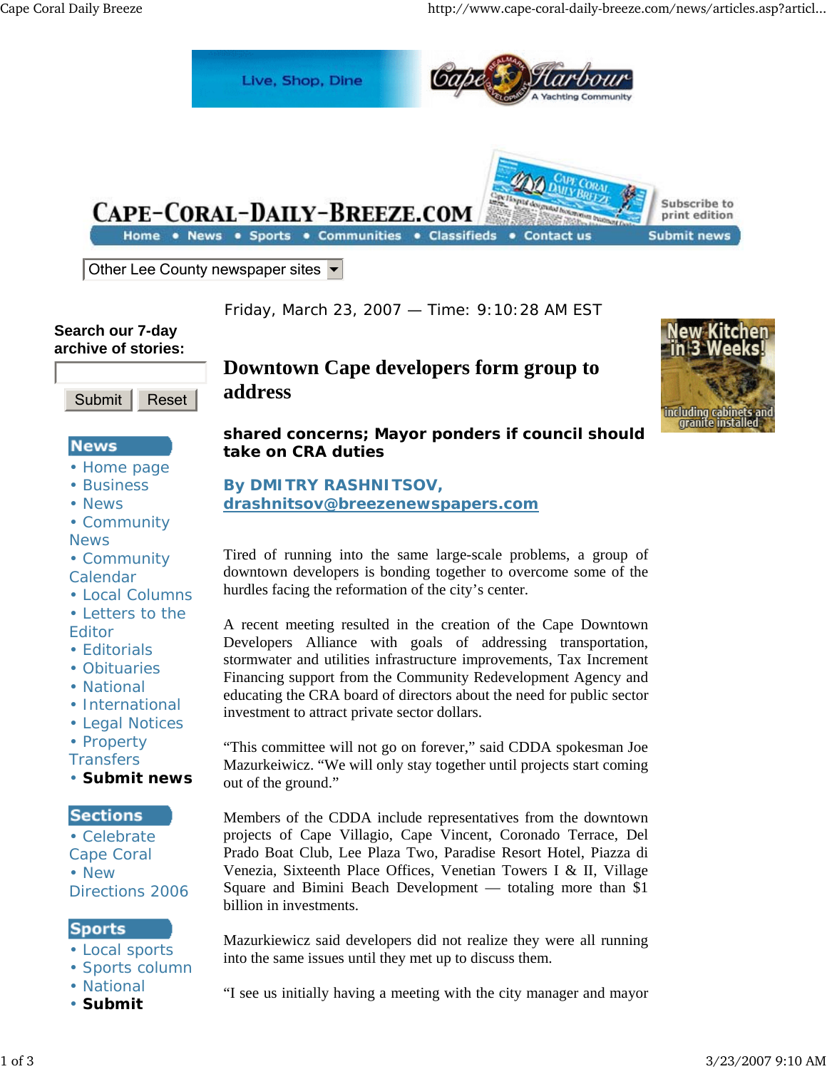Friday, March 23, 2007 — Time: 9:10:28 AM EST

# Downtown Cape developers form group to address

**shared concerns; Mayor ponders if council should take on CRA duties**

**By DMITRY RASHNITSOV, drashnitsov@breezenewspapers.com**

Tired of running into the same large-scale problems, a group of downtown developers is bonding together to overcome some of the hurdles facing the reformation of the city's center.

A recent meeting resulted in the creation of the Cape Downtown Developers Alliance with goals of addressing transportation, stormwater and utilities infrastructure improvements, Tax Increment Financing support from the Community Redevelopment Agency and educating the CRA board of directors about the need for public sector investment to attract private sector dollars.

"This committee will not go on forever," said CDDA spokesman Joe Mazurkeiwicz. "We will only stay together until projects start coming out of the ground."

Members of the CDDA include representatives from the downtown projects of Cape Villagio, Cape Vincent, Coronado Terrace, Del Prado Boat Club, Lee Plaza Two, Paradise Resort Hotel, Piazza di Venezia, Sixteenth Place Offices, Venetian Towers I & II, Village Square and Bimini Beach Development — totaling more than $1 billion in investments.

Mazurkiewicz said developers did not realize they were all running into the same issues until they met up to discuss them.

"I see us initially having a meeting with the city manager and mayor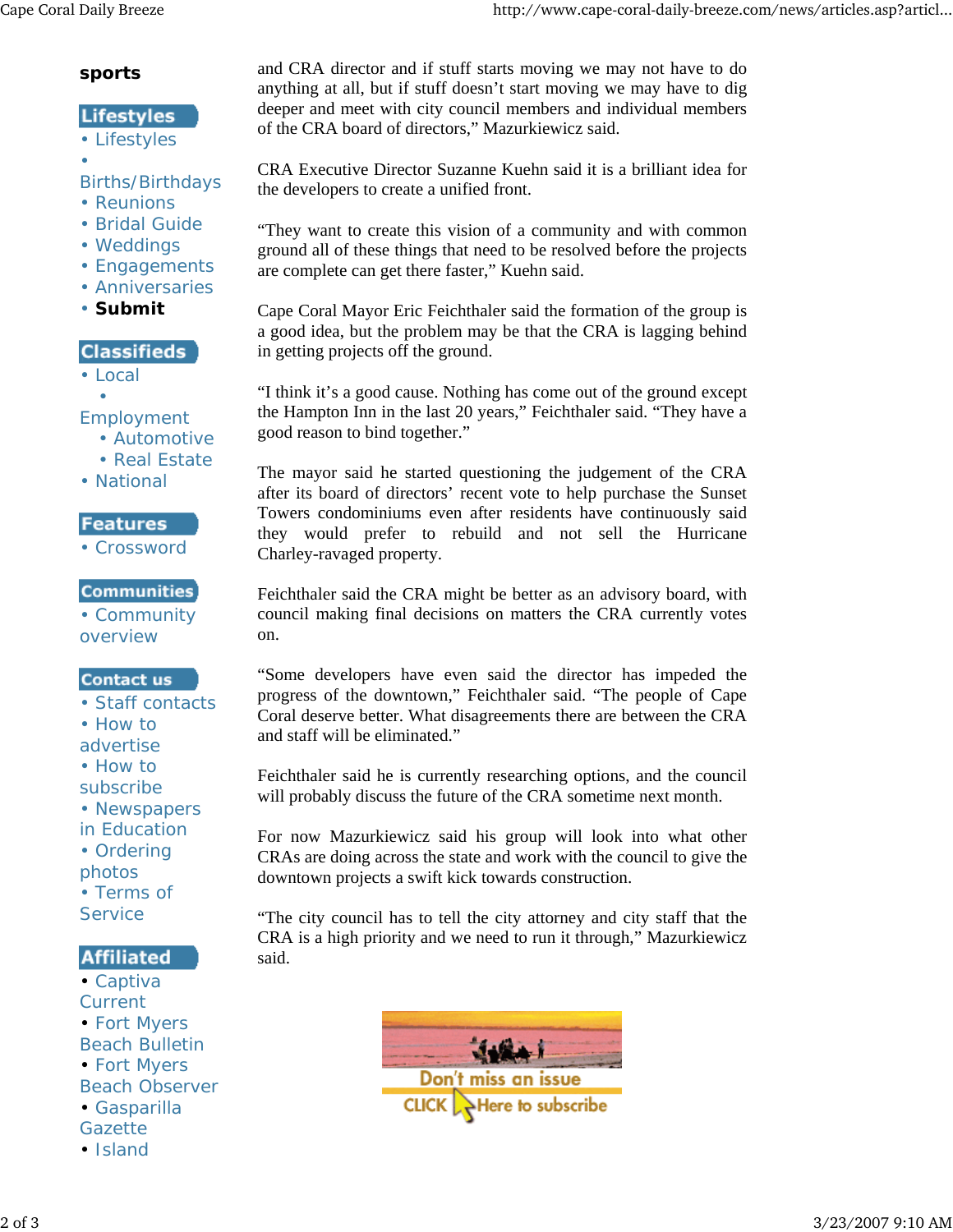and CRA director and if stuff starts moving we may not have to do anything at all, but if stuff doesn't start moving we may have to dig deeper and meet with city council members and individual members of the CRA board of directors," Mazurkiewicz said.

CRA Executive Director Suzanne Kuehn said it is a brilliant idea for the developers to create a unified front.

"They want to create this vision of a community and with common ground all of these things that need to be resolved before the projects are complete can get there faster," Kuehn said.

Cape Coral Mayor Eric Feichthaler said the formation of the group is a good idea, but the problem may be that the CRA is lagging behind in getting projects off the ground.

"I think it's a good cause. Nothing has come out of the ground except the Hampton Inn in the last 20 years," Feichthaler said. "They have a good reason to bind together."

The mayor said he started questioning the judgement of the CRA after its board of directors' recent vote to help purchase the Sunset Towers condominiums even after residents have continuously said they would prefer to rebuild and not sell the Hurricane Charley-ravaged property.

Feichthaler said the CRA might be better as an advisory board, with council making final decisions on matters the CRA currently votes on.

"Some developers have even said the director has impeded the progress of the downtown," Feichthaler said. "The people of Cape Coral deserve better. What disagreements there are between the CRA and staff will be eliminated."

Feichthaler said he is currently researching options, and the council will probably discuss the future of the CRA sometime next month.

For now Mazurkiewicz said his group will look into what other CRAs are doing across the state and work with the council to give the downtown projects a swift kick towards construction.

"The city council has to tell the city attorney and city staff that the CRA is a high priority and we need to run it through," Mazurkiewicz said.

**sports**

**Lifestyles**
- Lifestyles
- Births/Birthdays
- Reunions
- Bridal Guide
- Weddings
- Engagements
- Anniversaries
- **Submit**

**Classifieds**
- Local
  - Employment
  - Automotive
  - Real Estate
- National

**Features**
- Crossword

**Communities**
- Community overview

**Contact us**
- Staff contacts
- How to advertise
- How to subscribe
- Newspapers in Education
- Ordering photos
- Terms of Service

**Affiliated**
- Captiva Current
- Fort Myers Beach Bulletin
- Fort Myers Beach Observer
- Gasparilla Gazette
- Island

Don't miss an issue
CLICK Here to subscribe